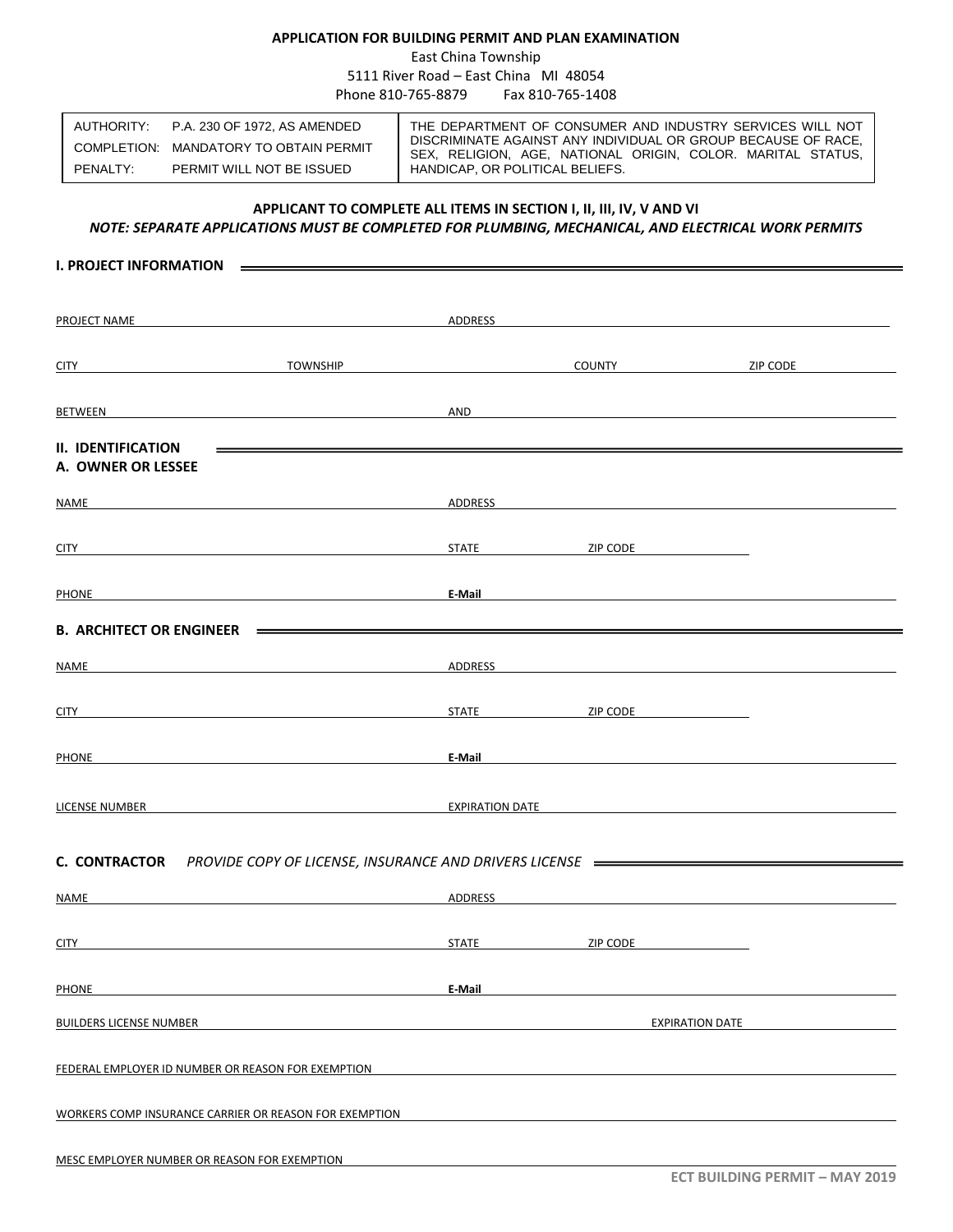**APPLICATION FOR BUILDING PERMIT AND PLAN EXAMINATION**

East China Township
5111 River Road – East China MI 48054
Phone 810-765-8879 Fax 810-765-1408

| | |
|---|---|
| AUTHORITY: P.A. 230 OF 1972, AS AMENDED<br>COMPLETION: MANDATORY TO OBTAIN PERMIT<br>PENALTY: PERMIT WILL NOT BE ISSUED | THE DEPARTMENT OF CONSUMER AND INDUSTRY SERVICES WILL NOT DISCRIMINATE AGAINST ANY INDIVIDUAL OR GROUP BECAUSE OF RACE, SEX, RELIGION, AGE, NATIONAL ORIGIN, COLOR. MARITAL STATUS, HANDICAP, OR POLITICAL BELIEFS. |

**APPLICANT TO COMPLETE ALL ITEMS IN SECTION I, II, III, IV, V AND VI**

***NOTE: SEPARATE APPLICATIONS MUST BE COMPLETED FOR PLUMBING, MECHANICAL, AND ELECTRICAL WORK PERMITS***

## I. PROJECT INFORMATION

PROJECT NAME ______________________ ADDRESS ______________________

CITY ______________ TOWNSHIP ______________ COUNTY ______________ ZIP CODE ______________

BETWEEN ______________________ AND ______________________

## II. IDENTIFICATION

### A. OWNER OR LESSEE

NAME ______________________ ADDRESS ______________________

CITY ______________________ STATE ______________ ZIP CODE ______________

PHONE ______________________ **E-Mail** ______________________

### B. ARCHITECT OR ENGINEER

NAME ______________________ ADDRESS ______________________

CITY ______________________ STATE ______________ ZIP CODE ______________

PHONE ______________________ **E-Mail** ______________________

LICENSE NUMBER ______________________ EXPIRATION DATE ______________________

### C. CONTRACTOR *PROVIDE COPY OF LICENSE, INSURANCE AND DRIVERS LICENSE*

NAME ______________________ ADDRESS ______________________

CITY ______________________ STATE ______________ ZIP CODE ______________

PHONE ______________________ **E-Mail** ______________________

BUILDERS LICENSE NUMBER ______________________ EXPIRATION DATE ______________________

FEDERAL EMPLOYER ID NUMBER OR REASON FOR EXEMPTION ______________________

WORKERS COMP INSURANCE CARRIER OR REASON FOR EXEMPTION ______________________

MESC EMPLOYER NUMBER OR REASON FOR EXEMPTION ______________________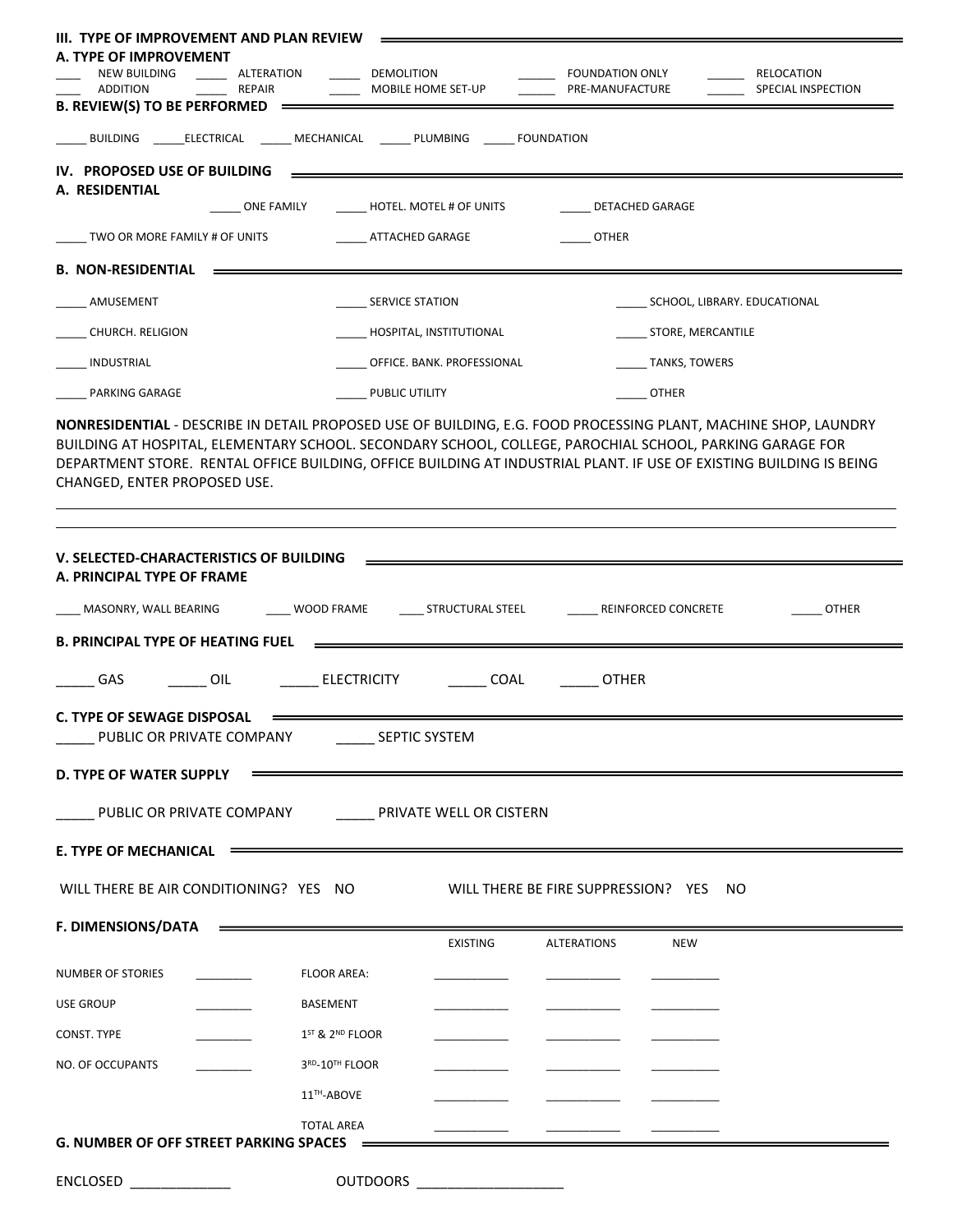## III. TYPE OF IMPROVEMENT AND PLAN REVIEW

### A. TYPE OF IMPROVEMENT

____ NEW BUILDING _____ ALTERATION _____ DEMOLITION ______ FOUNDATION ONLY ______ RELOCATION

____ ADDITION _____ REPAIR _____ MOBILE HOME SET-UP ______ PRE-MANUFACTURE ______ SPECIAL INSPECTION

### B. REVIEW(S) TO BE PERFORMED

_____ BUILDING _____ELECTRICAL _____ MECHANICAL _____ PLUMBING _____ FOUNDATION

## IV. PROPOSED USE OF BUILDING

### A. RESIDENTIAL

_____ ONE FAMILY _____ HOTEL. MOTEL # OF UNITS _____ DETACHED GARAGE

_____ TWO OR MORE FAMILY # OF UNITS _____ ATTACHED GARAGE _____ OTHER

### B. NON-RESIDENTIAL

_____ AMUSEMENT _____ SERVICE STATION _____ SCHOOL, LIBRARY. EDUCATIONAL

_____ CHURCH. RELIGION _____ HOSPITAL, INSTITUTIONAL _____ STORE, MERCANTILE

_____ INDUSTRIAL _____ OFFICE. BANK. PROFESSIONAL _____ TANKS, TOWERS

_____ PARKING GARAGE _____ PUBLIC UTILITY _____ OTHER

**NONRESIDENTIAL** - DESCRIBE IN DETAIL PROPOSED USE OF BUILDING, E.G. FOOD PROCESSING PLANT, MACHINE SHOP, LAUNDRY BUILDING AT HOSPITAL, ELEMENTARY SCHOOL. SECONDARY SCHOOL, COLLEGE, PAROCHIAL SCHOOL, PARKING GARAGE FOR DEPARTMENT STORE. RENTAL OFFICE BUILDING, OFFICE BUILDING AT INDUSTRIAL PLANT. IF USE OF EXISTING BUILDING IS BEING CHANGED, ENTER PROPOSED USE.

______________________________________________________________________________

______________________________________________________________________________

## V. SELECTED-CHARACTERISTICS OF BUILDING

### A. PRINCIPAL TYPE OF FRAME

____ MASONRY, WALL BEARING ____ WOOD FRAME ____ STRUCTURAL STEEL _____ REINFORCED CONCRETE _____ OTHER

### B. PRINCIPAL TYPE OF HEATING FUEL

_____ GAS _____ OIL _____ ELECTRICITY _____ COAL _____ OTHER

### C. TYPE OF SEWAGE DISPOSAL

_____ PUBLIC OR PRIVATE COMPANY _____ SEPTIC SYSTEM

### D. TYPE OF WATER SUPPLY

_____ PUBLIC OR PRIVATE COMPANY _____ PRIVATE WELL OR CISTERN

### E. TYPE OF MECHANICAL

WILL THERE BE AIR CONDITIONING? YES NO WILL THERE BE FIRE SUPPRESSION? YES NO

### F. DIMENSIONS/DATA

| | | | EXISTING | ALTERATIONS | NEW |
|---|---|---|---|---|---|
| NUMBER OF STORIES | ________ | FLOOR AREA: | ________ | ________ | ________ |
| USE GROUP | ________ | BASEMENT | ________ | ________ | ________ |
| CONST. TYPE | ________ | 1ST & 2ND FLOOR | ________ | ________ | ________ |
| NO. OF OCCUPANTS | ________ | 3RD-10TH FLOOR | ________ | ________ | ________ |
| | | 11TH-ABOVE | ________ | ________ | ________ |
| | | TOTAL AREA | ________ | ________ | ________ |

### G. NUMBER OF OFF STREET PARKING SPACES

ENCLOSED _____________ OUTDOORS ___________________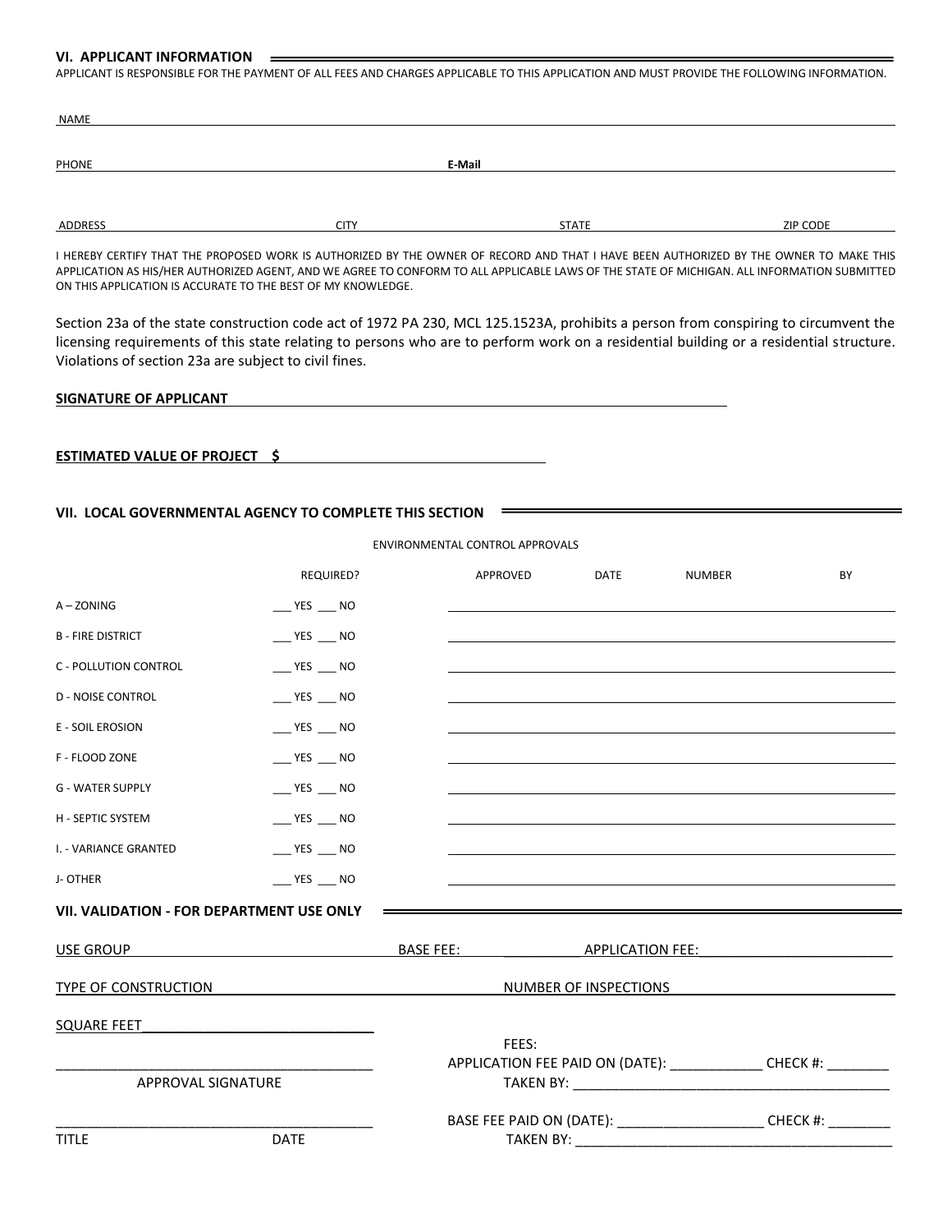## VI. APPLICANT INFORMATION

APPLICANT IS RESPONSIBLE FOR THE PAYMENT OF ALL FEES AND CHARGES APPLICABLE TO THIS APPLICATION AND MUST PROVIDE THE FOLLOWING INFORMATION.

NAME ____________________________________________

PHONE ____________________ **E-Mail** ____________________

ADDRESS ____________ CITY ____________ STATE ____________ ZIP CODE ____________

I HEREBY CERTIFY THAT THE PROPOSED WORK IS AUTHORIZED BY THE OWNER OF RECORD AND THAT I HAVE BEEN AUTHORIZED BY THE OWNER TO MAKE THIS APPLICATION AS HIS/HER AUTHORIZED AGENT, AND WE AGREE TO CONFORM TO ALL APPLICABLE LAWS OF THE STATE OF MICHIGAN. ALL INFORMATION SUBMITTED ON THIS APPLICATION IS ACCURATE TO THE BEST OF MY KNOWLEDGE.

Section 23a of the state construction code act of 1972 PA 230, MCL 125.1523A, prohibits a person from conspiring to circumvent the licensing requirements of this state relating to persons who are to perform work on a residential building or a residential structure. Violations of section 23a are subject to civil fines.

**SIGNATURE OF APPLICANT** ____________________________________________

**ESTIMATED VALUE OF PROJECT $** ____________________

## VII. LOCAL GOVERNMENTAL AGENCY TO COMPLETE THIS SECTION

ENVIRONMENTAL CONTROL APPROVALS

| | REQUIRED? | APPROVED | DATE | NUMBER | BY |
|---|---|---|---|---|---|
| A – ZONING | ___ YES ___ NO | | | | |
| B - FIRE DISTRICT | ___ YES ___ NO | | | | |
| C - POLLUTION CONTROL | ___ YES ___ NO | | | | |
| D - NOISE CONTROL | ___ YES ___ NO | | | | |
| E - SOIL EROSION | ___ YES ___ NO | | | | |
| F - FLOOD ZONE | ___ YES ___ NO | | | | |
| G - WATER SUPPLY | ___ YES ___ NO | | | | |
| H - SEPTIC SYSTEM | ___ YES ___ NO | | | | |
| I. - VARIANCE GRANTED | ___ YES ___ NO | | | | |
| J- OTHER | ___ YES ___ NO | | | | |

## VII. VALIDATION - FOR DEPARTMENT USE ONLY

USE GROUP ____________________ BASE FEE: ____________ APPLICATION FEE: ____________________

TYPE OF CONSTRUCTION ____________________ NUMBER OF INSPECTIONS ____________________

SQUARE FEET ____________________

FEES:

____________________________________
APPROVAL SIGNATURE

APPLICATION FEE PAID ON (DATE): ____________ CHECK #: ________

TAKEN BY: ________________________________________

____________________________________
TITLE DATE

BASE FEE PAID ON (DATE): ___________________ CHECK #: ________

TAKEN BY: ________________________________________